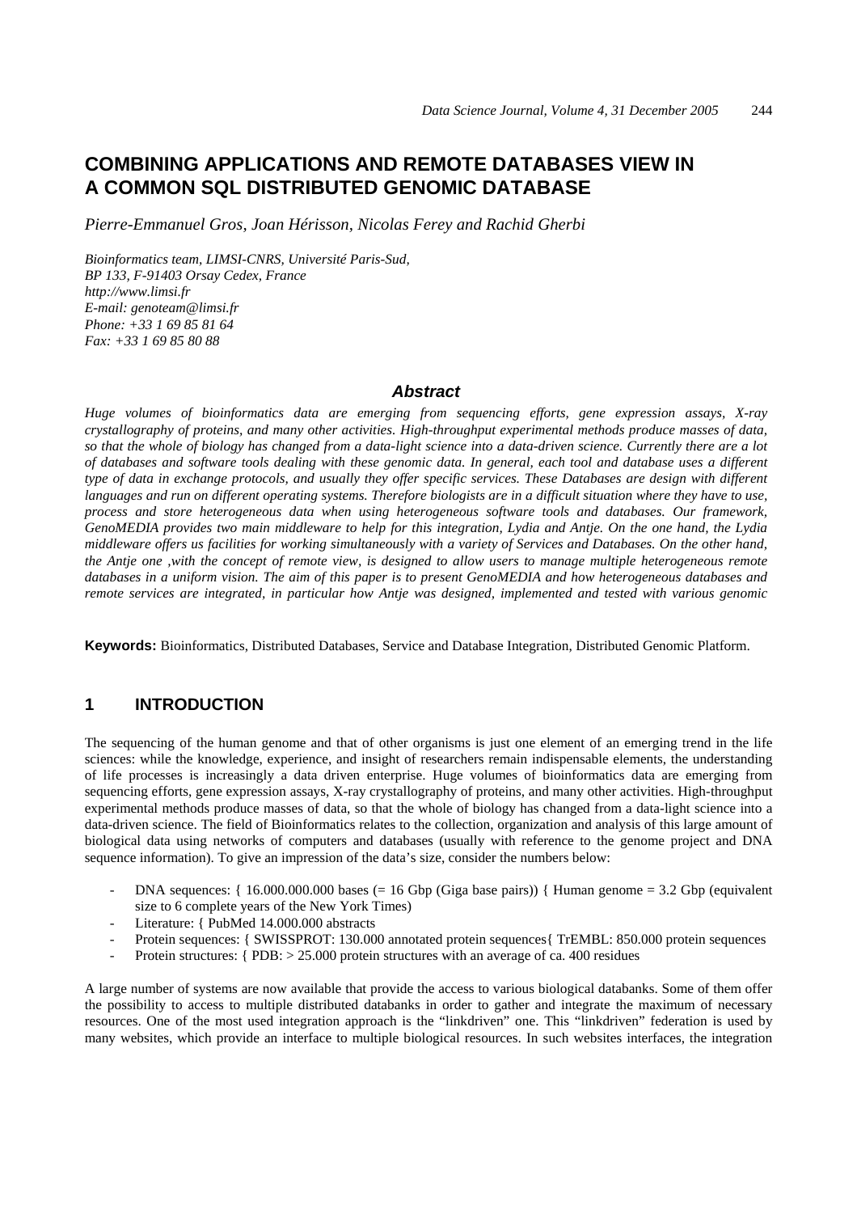# COMBINING APPLICATIONS AND REMOTE DATABASES VIEW IN A COMMON SQL DISTRIBUTED GENOMIC DATABASE

*Pierre-Emmanuel Gros, Joan Hérisson, Nicolas Ferey and Rachid Gherbi*

*Bioinformatics team, LIMSI-CNRS, Université Paris-Sud,*
*BP 133, F-91403 Orsay Cedex, France*
*http://www.limsi.fr*
*E-mail: genoteam@limsi.fr*
*Phone: +33 1 69 85 81 64*
*Fax: +33 1 69 85 80 88*

## Abstract

*Huge volumes of bioinformatics data are emerging from sequencing efforts, gene expression assays, X-ray crystallography of proteins, and many other activities. High-throughput experimental methods produce masses of data, so that the whole of biology has changed from a data-light science into a data-driven science. Currently there are a lot of databases and software tools dealing with these genomic data. In general, each tool and database uses a different type of data in exchange protocols, and usually they offer specific services. These Databases are design with different languages and run on different operating systems. Therefore biologists are in a difficult situation where they have to use, process and store heterogeneous data when using heterogeneous software tools and databases. Our framework, GenoMEDIA provides two main middleware to help for this integration, Lydia and Antje. On the one hand, the Lydia middleware offers us facilities for working simultaneously with a variety of Services and Databases. On the other hand, the Antje one ,with the concept of remote view, is designed to allow users to manage multiple heterogeneous remote databases in a uniform vision. The aim of this paper is to present GenoMEDIA and how heterogeneous databases and remote services are integrated, in particular how Antje was designed, implemented and tested with various genomic*

**Keywords:** Bioinformatics, Distributed Databases, Service and Database Integration, Distributed Genomic Platform.

## 1 INTRODUCTION

The sequencing of the human genome and that of other organisms is just one element of an emerging trend in the life sciences: while the knowledge, experience, and insight of researchers remain indispensable elements, the understanding of life processes is increasingly a data driven enterprise. Huge volumes of bioinformatics data are emerging from sequencing efforts, gene expression assays, X-ray crystallography of proteins, and many other activities. High-throughput experimental methods produce masses of data, so that the whole of biology has changed from a data-light science into a data-driven science. The field of Bioinformatics relates to the collection, organization and analysis of this large amount of biological data using networks of computers and databases (usually with reference to the genome project and DNA sequence information). To give an impression of the data's size, consider the numbers below:

- DNA sequences: { 16.000.000.000 bases (= 16 Gbp (Giga base pairs)) { Human genome = 3.2 Gbp (equivalent size to 6 complete years of the New York Times)
- Literature: { PubMed 14.000.000 abstracts
- Protein sequences: { SWISSPROT: 130.000 annotated protein sequences{ TrEMBL: 850.000 protein sequences
- Protein structures: { PDB: > 25.000 protein structures with an average of ca. 400 residues

A large number of systems are now available that provide the access to various biological databanks. Some of them offer the possibility to access to multiple distributed databanks in order to gather and integrate the maximum of necessary resources. One of the most used integration approach is the "linkdriven" one. This "linkdriven" federation is used by many websites, which provide an interface to multiple biological resources. In such websites interfaces, the integration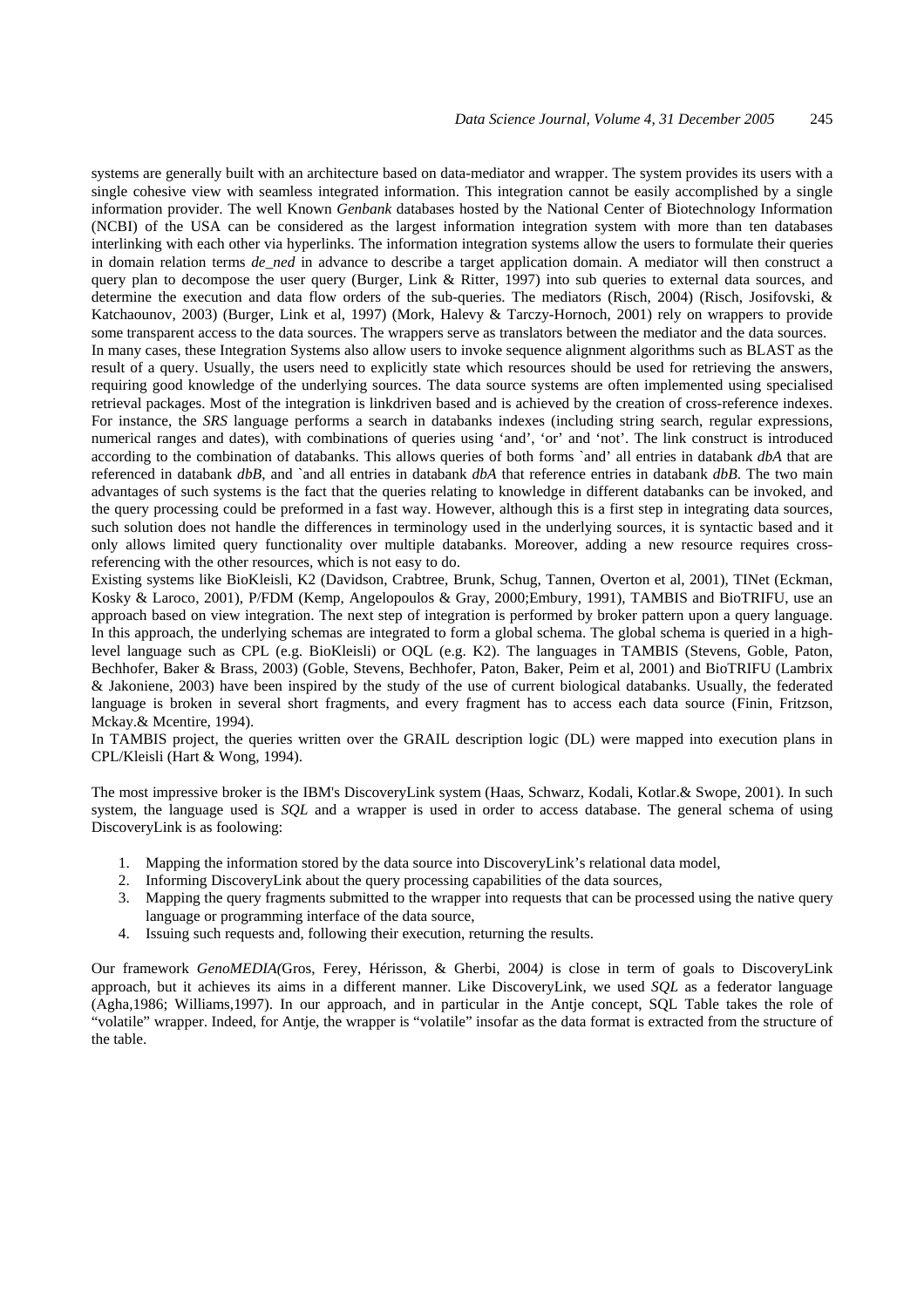systems are generally built with an architecture based on data-mediator and wrapper. The system provides its users with a single cohesive view with seamless integrated information. This integration cannot be easily accomplished by a single information provider. The well Known *Genbank* databases hosted by the National Center of Biotechnology Information (NCBI) of the USA can be considered as the largest information integration system with more than ten databases interlinking with each other via hyperlinks. The information integration systems allow the users to formulate their queries in domain relation terms *de_ned* in advance to describe a target application domain. A mediator will then construct a query plan to decompose the user query (Burger, Link & Ritter, 1997) into sub queries to external data sources, and determine the execution and data flow orders of the sub-queries. The mediators (Risch, 2004) (Risch, Josifovski, & Katchaounov, 2003) (Burger, Link et al, 1997) (Mork, Halevy & Tarczy-Hornoch, 2001) rely on wrappers to provide some transparent access to the data sources. The wrappers serve as translators between the mediator and the data sources.

In many cases, these Integration Systems also allow users to invoke sequence alignment algorithms such as BLAST as the result of a query. Usually, the users need to explicitly state which resources should be used for retrieving the answers, requiring good knowledge of the underlying sources. The data source systems are often implemented using specialised retrieval packages. Most of the integration is linkdriven based and is achieved by the creation of cross-reference indexes. For instance, the *SRS* language performs a search in databanks indexes (including string search, regular expressions, numerical ranges and dates), with combinations of queries using 'and', 'or' and 'not'. The link construct is introduced according to the combination of databanks. This allows queries of both forms `and' all entries in databank *dbA* that are referenced in databank *dbB*, and `and all entries in databank *dbA* that reference entries in databank *dbB*. The two main advantages of such systems is the fact that the queries relating to knowledge in different databanks can be invoked, and the query processing could be preformed in a fast way. However, although this is a first step in integrating data sources, such solution does not handle the differences in terminology used in the underlying sources, it is syntactic based and it only allows limited query functionality over multiple databanks. Moreover, adding a new resource requires cross-referencing with the other resources, which is not easy to do.

Existing systems like BioKleisli, K2 (Davidson, Crabtree, Brunk, Schug, Tannen, Overton et al, 2001), TINet (Eckman, Kosky & Laroco, 2001), P/FDM (Kemp, Angelopoulos & Gray, 2000;Embury, 1991), TAMBIS and BioTRIFU, use an approach based on view integration. The next step of integration is performed by broker pattern upon a query language. In this approach, the underlying schemas are integrated to form a global schema. The global schema is queried in a high-level language such as CPL (e.g. BioKleisli) or OQL (e.g. K2). The languages in TAMBIS (Stevens, Goble, Paton, Bechhofer, Baker & Brass, 2003) (Goble, Stevens, Bechhofer, Paton, Baker, Peim et al, 2001) and BioTRIFU (Lambrix & Jakoniene, 2003) have been inspired by the study of the use of current biological databanks. Usually, the federated language is broken in several short fragments, and every fragment has to access each data source (Finin, Fritzson, Mckay.& Mcentire, 1994).

In TAMBIS project, the queries written over the GRAIL description logic (DL) were mapped into execution plans in CPL/Kleisli (Hart & Wong, 1994).

The most impressive broker is the IBM's DiscoveryLink system (Haas, Schwarz, Kodali, Kotlar.& Swope, 2001). In such system, the language used is *SQL* and a wrapper is used in order to access database. The general schema of using DiscoveryLink is as foolowing:

1. Mapping the information stored by the data source into DiscoveryLink's relational data model,
2. Informing DiscoveryLink about the query processing capabilities of the data sources,
3. Mapping the query fragments submitted to the wrapper into requests that can be processed using the native query language or programming interface of the data source,
4. Issuing such requests and, following their execution, returning the results.

Our framework *GenoMEDIA(*Gros, Ferey, Hérisson, & Gherbi, 2004*)* is close in term of goals to DiscoveryLink approach, but it achieves its aims in a different manner. Like DiscoveryLink, we used *SQL* as a federator language (Agha,1986; Williams,1997). In our approach, and in particular in the Antje concept, SQL Table takes the role of "volatile" wrapper. Indeed, for Antje, the wrapper is "volatile" insofar as the data format is extracted from the structure of the table.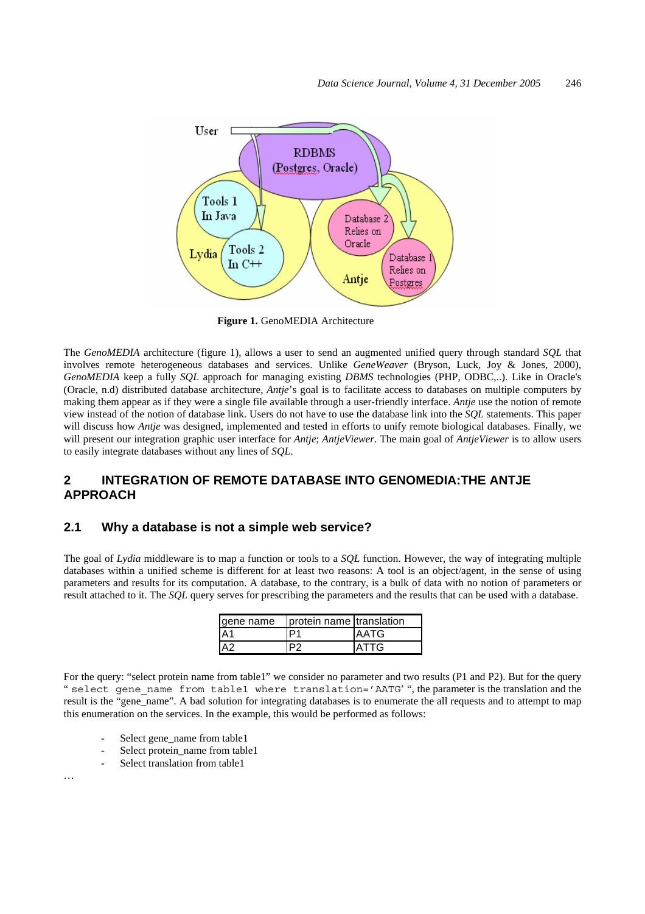**Figure 1.** GenoMEDIA Architecture

The *GenoMEDIA* architecture (figure 1), allows a user to send an augmented unified query through standard *SQL* that involves remote heterogeneous databases and services. Unlike *GeneWeaver* (Bryson, Luck, Joy & Jones, 2000), *GenoMEDIA* keep a fully *SQL* approach for managing existing *DBMS* technologies (PHP, ODBC,..). Like in Oracle's (Oracle, n.d) distributed database architecture, *Antje*'s goal is to facilitate access to databases on multiple computers by making them appear as if they were a single file available through a user-friendly interface. *Antje* use the notion of remote view instead of the notion of database link. Users do not have to use the database link into the *SQL* statements. This paper will discuss how *Antje* was designed, implemented and tested in efforts to unify remote biological databases. Finally, we will present our integration graphic user interface for *Antje*; *AntjeViewer*. The main goal of *AntjeViewer* is to allow users to easily integrate databases without any lines of *SQL*.

## 2 INTEGRATION OF REMOTE DATABASE INTO GENOMEDIA:THE ANTJE APPROACH

### 2.1 Why a database is not a simple web service?

The goal of *Lydia* middleware is to map a function or tools to a *SQL* function. However, the way of integrating multiple databases within a unified scheme is different for at least two reasons: A tool is an object/agent, in the sense of using parameters and results for its computation. A database, to the contrary, is a bulk of data with no notion of parameters or result attached to it. The *SQL* query serves for prescribing the parameters and the results that can be used with a database.

| gene name | protein name | translation |
|---|---|---|
| A1 | P1 | AATG |
| A2 | P2 | ATTG |

For the query: "select protein name from table1" we consider no parameter and two results (P1 and P2). But for the query "`select gene_name from table1 where translation='AATG'` ", the parameter is the translation and the result is the "gene_name". A bad solution for integrating databases is to enumerate the all requests and to attempt to map this enumeration on the services. In the example, this would be performed as follows:

- Select gene_name from table1
- Select protein_name from table1
- Select translation from table1

…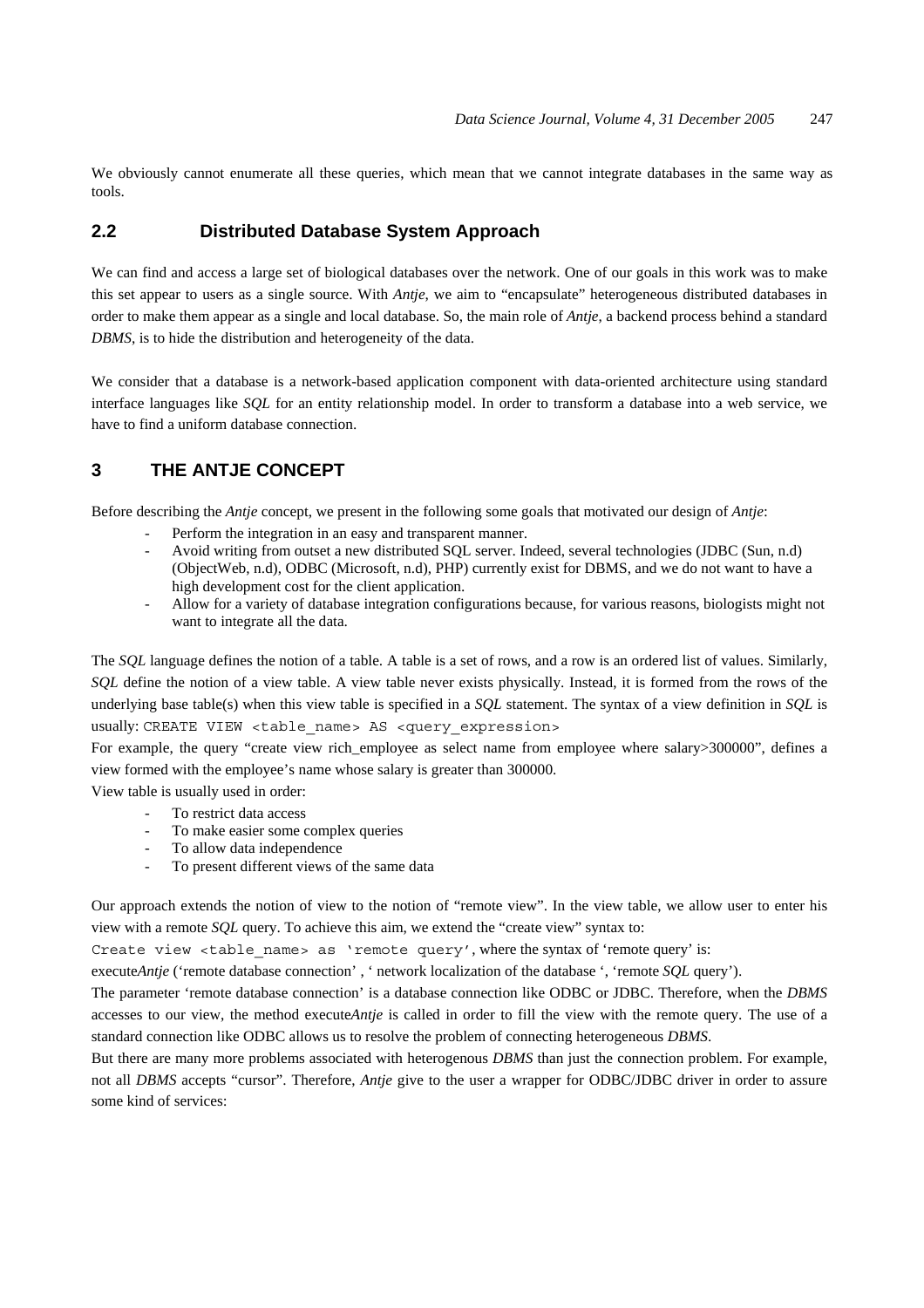We obviously cannot enumerate all these queries, which mean that we cannot integrate databases in the same way as tools.

## 2.2 Distributed Database System Approach

We can find and access a large set of biological databases over the network. One of our goals in this work was to make this set appear to users as a single source. With *Antje*, we aim to "encapsulate" heterogeneous distributed databases in order to make them appear as a single and local database. So, the main role of *Antje*, a backend process behind a standard *DBMS*, is to hide the distribution and heterogeneity of the data.

We consider that a database is a network-based application component with data-oriented architecture using standard interface languages like *SQL* for an entity relationship model. In order to transform a database into a web service, we have to find a uniform database connection.

# 3 THE ANTJE CONCEPT

Before describing the *Antje* concept, we present in the following some goals that motivated our design of *Antje*:

- Perform the integration in an easy and transparent manner.
- Avoid writing from outset a new distributed SQL server. Indeed, several technologies (JDBC (Sun, n.d) (ObjectWeb, n.d), ODBC (Microsoft, n.d), PHP) currently exist for DBMS, and we do not want to have a high development cost for the client application.
- Allow for a variety of database integration configurations because, for various reasons, biologists might not want to integrate all the data.

The *SQL* language defines the notion of a table. A table is a set of rows, and a row is an ordered list of values. Similarly, *SQL* define the notion of a view table. A view table never exists physically. Instead, it is formed from the rows of the underlying base table(s) when this view table is specified in a *SQL* statement. The syntax of a view definition in *SQL* is usually: `CREATE VIEW <table_name> AS <query_expression>`

For example, the query "create view rich_employee as select name from employee where salary>300000", defines a view formed with the employee's name whose salary is greater than 300000.

View table is usually used in order:

- To restrict data access
- To make easier some complex queries
- To allow data independence
- To present different views of the same data

Our approach extends the notion of view to the notion of "remote view". In the view table, we allow user to enter his view with a remote *SQL* query. To achieve this aim, we extend the "create view" syntax to:

`Create view <table_name> as 'remote query'`, where the syntax of 'remote query' is:

execute*Antje* ('remote database connection' , ' network localization of the database ', 'remote *SQL* query').

The parameter 'remote database connection' is a database connection like ODBC or JDBC. Therefore, when the *DBMS* accesses to our view, the method execute*Antje* is called in order to fill the view with the remote query. The use of a standard connection like ODBC allows us to resolve the problem of connecting heterogeneous *DBMS*.

But there are many more problems associated with heterogenous *DBMS* than just the connection problem. For example, not all *DBMS* accepts "cursor". Therefore, *Antje* give to the user a wrapper for ODBC/JDBC driver in order to assure some kind of services: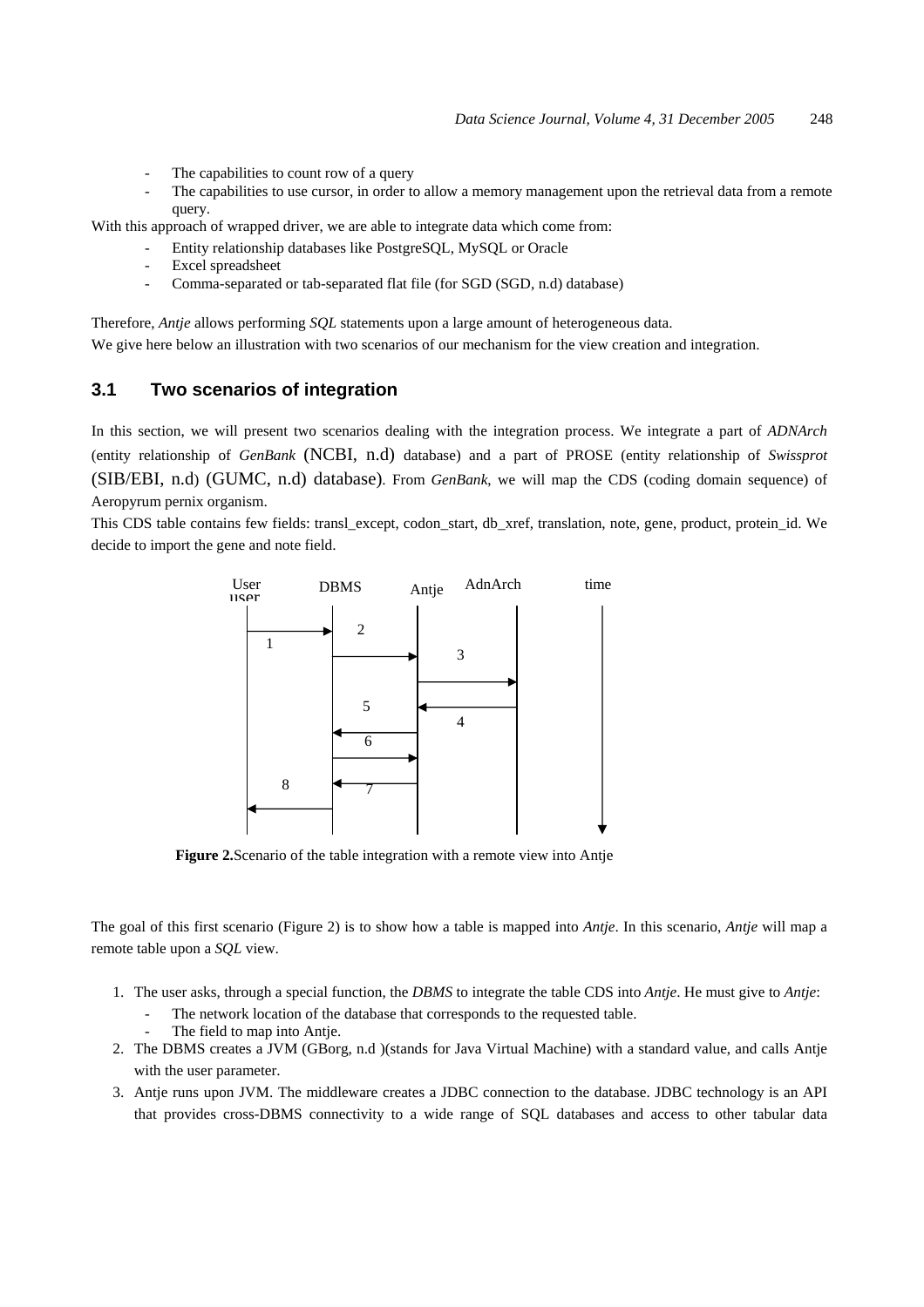- The capabilities to count row of a query
- The capabilities to use cursor, in order to allow a memory management upon the retrieval data from a remote query.

With this approach of wrapped driver, we are able to integrate data which come from:

- Entity relationship databases like PostgreSQL, MySQL or Oracle
- Excel spreadsheet
- Comma-separated or tab-separated flat file (for SGD (SGD, n.d) database)

Therefore, *Antje* allows performing *SQL* statements upon a large amount of heterogeneous data.

We give here below an illustration with two scenarios of our mechanism for the view creation and integration.

## 3.1 Two scenarios of integration

In this section, we will present two scenarios dealing with the integration process. We integrate a part of *ADNArch* (entity relationship of *GenBank* (NCBI, n.d) database) and a part of PROSE (entity relationship of *Swissprot* (SIB/EBI, n.d) (GUMC, n.d) database). From *GenBank*, we will map the CDS (coding domain sequence) of Aeropyrum pernix organism.

This CDS table contains few fields: transl_except, codon_start, db_xref, translation, note, gene, product, protein_id. We decide to import the gene and note field.

**Figure 2.** Scenario of the table integration with a remote view into Antje

The goal of this first scenario (Figure 2) is to show how a table is mapped into *Antje*. In this scenario, *Antje* will map a remote table upon a *SQL* view.

1. The user asks, through a special function, the *DBMS* to integrate the table CDS into *Antje*. He must give to *Antje*:
   - The network location of the database that corresponds to the requested table.
   - The field to map into Antje.
2. The DBMS creates a JVM (GBorg, n.d )(stands for Java Virtual Machine) with a standard value, and calls Antje with the user parameter.
3. Antje runs upon JVM. The middleware creates a JDBC connection to the database. JDBC technology is an API that provides cross-DBMS connectivity to a wide range of SQL databases and access to other tabular data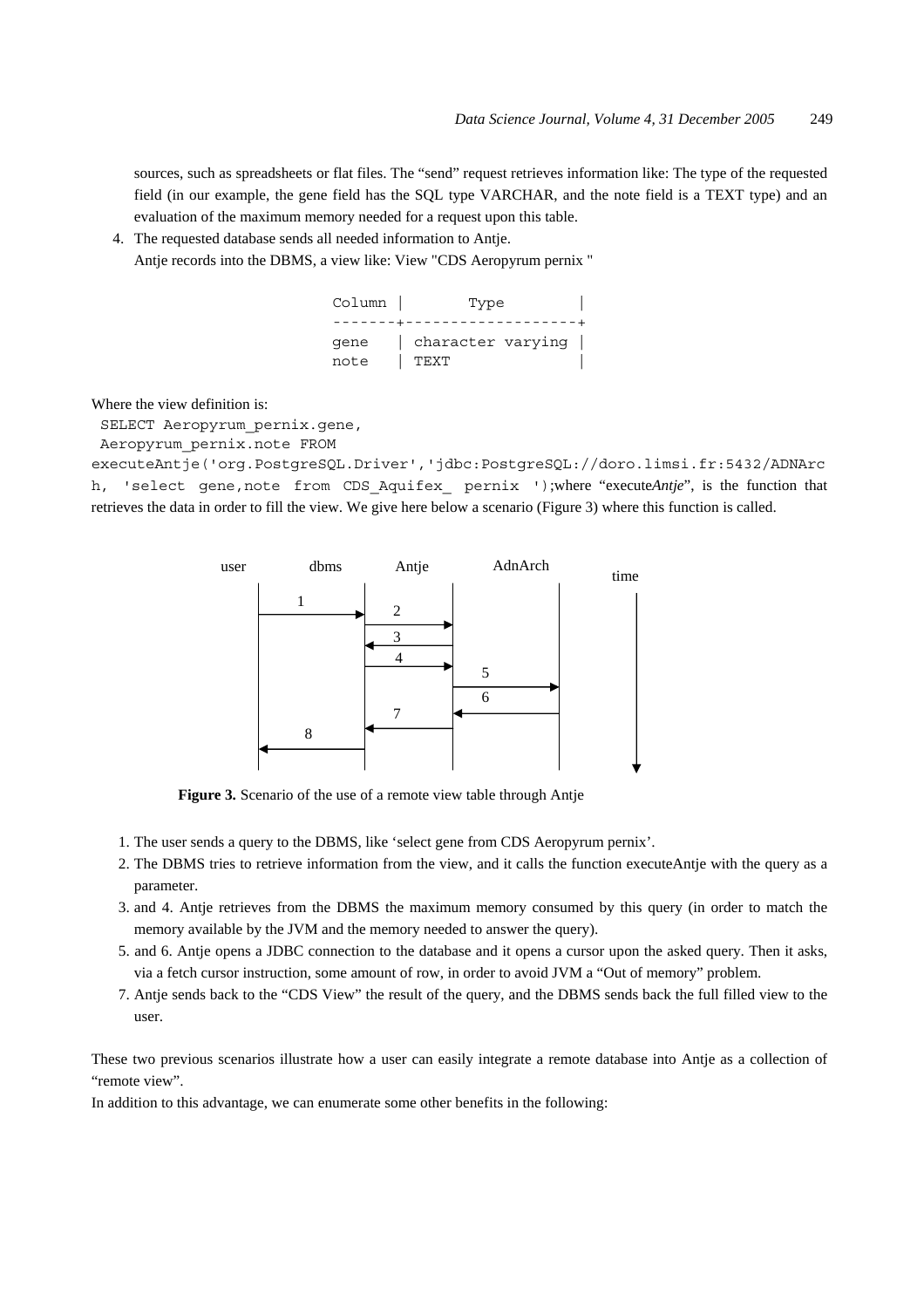sources, such as spreadsheets or flat files. The "send" request retrieves information like: The type of the requested field (in our example, the gene field has the SQL type VARCHAR, and the note field is a TEXT type) and an evaluation of the maximum memory needed for a request upon this table.

4. The requested database sends all needed information to Antje.
   Antje records into the DBMS, a view like: View "CDS Aeropyrum pernix "

```
Column |       Type        |
-------+-------------------+
gene   | character varying |
note   | TEXT              |
```

Where the view definition is:

```
 SELECT Aeropyrum_pernix.gene,
 Aeropyrum_pernix.note FROM
executeAntje('org.PostgreSQL.Driver','jdbc:PostgreSQL://doro.limsi.fr:5432/ADNArch, 'select gene,note from CDS_Aquifex_ pernix ');
```

where "execute*Antje*", is the function that retrieves the data in order to fill the view. We give here below a scenario (Figure 3) where this function is called.

**Figure 3.** Scenario of the use of a remote view table through Antje

1. The user sends a query to the DBMS, like 'select gene from CDS Aeropyrum pernix'.
2. The DBMS tries to retrieve information from the view, and it calls the function executeAntje with the query as a parameter.
3. and 4. Antje retrieves from the DBMS the maximum memory consumed by this query (in order to match the memory available by the JVM and the memory needed to answer the query).
5. and 6. Antje opens a JDBC connection to the database and it opens a cursor upon the asked query. Then it asks, via a fetch cursor instruction, some amount of row, in order to avoid JVM a "Out of memory" problem.
7. Antje sends back to the "CDS View" the result of the query, and the DBMS sends back the full filled view to the user.

These two previous scenarios illustrate how a user can easily integrate a remote database into Antje as a collection of "remote view".

In addition to this advantage, we can enumerate some other benefits in the following: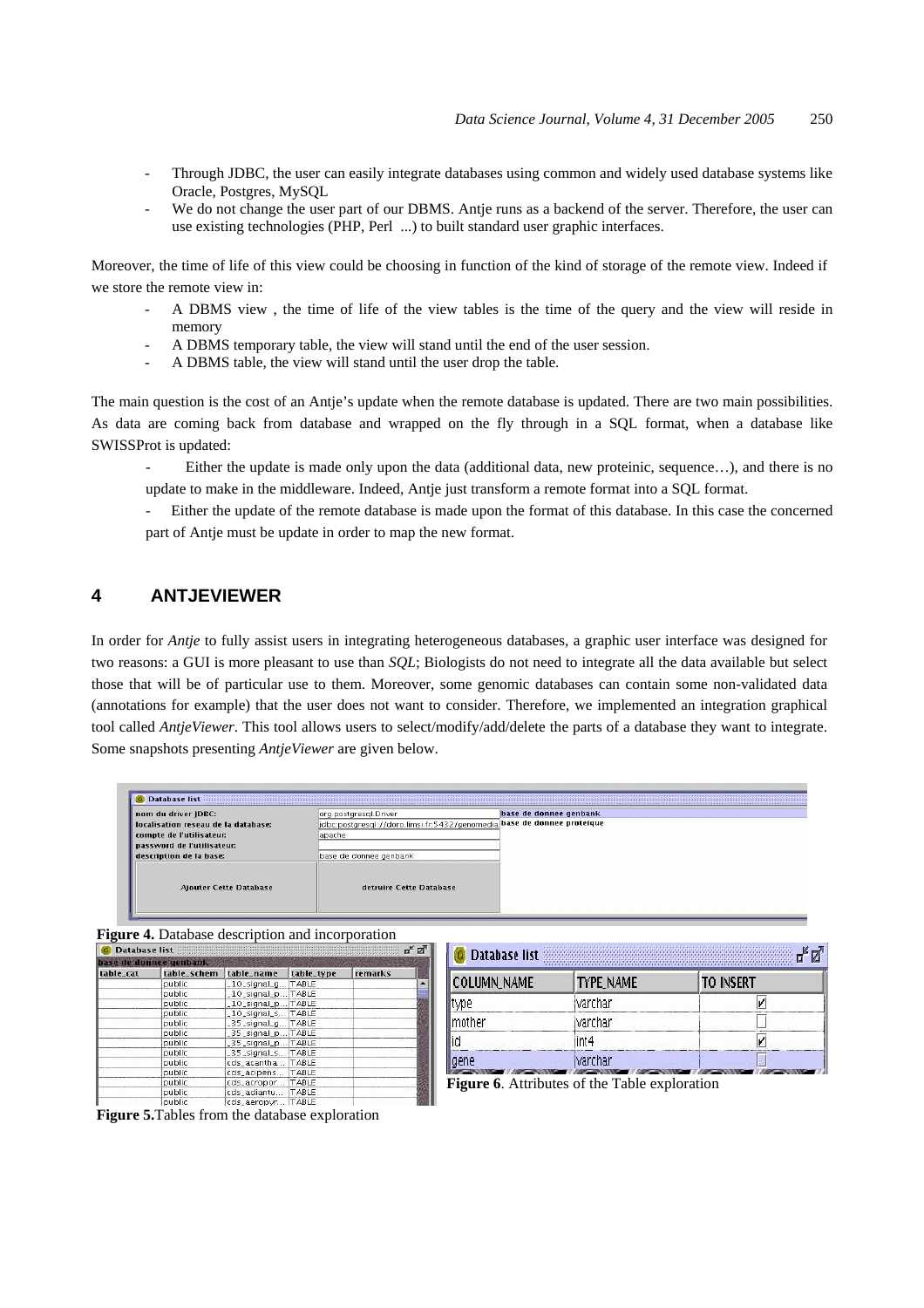- Through JDBC, the user can easily integrate databases using common and widely used database systems like Oracle, Postgres, MySQL
- We do not change the user part of our DBMS. Antje runs as a backend of the server. Therefore, the user can use existing technologies (PHP, Perl ...) to built standard user graphic interfaces.

Moreover, the time of life of this view could be choosing in function of the kind of storage of the remote view. Indeed if we store the remote view in:

- A DBMS view , the time of life of the view tables is the time of the query and the view will reside in memory
- A DBMS temporary table, the view will stand until the end of the user session.
- A DBMS table, the view will stand until the user drop the table.

The main question is the cost of an Antje's update when the remote database is updated. There are two main possibilities. As data are coming back from database and wrapped on the fly through in a SQL format, when a database like SWISSProt is updated:

- Either the update is made only upon the data (additional data, new proteinic, sequence…), and there is no update to make in the middleware. Indeed, Antje just transform a remote format into a SQL format.
- Either the update of the remote database is made upon the format of this database. In this case the concerned part of Antje must be update in order to map the new format.

## 4 ANTJEVIEWER

In order for *Antje* to fully assist users in integrating heterogeneous databases, a graphic user interface was designed for two reasons: a GUI is more pleasant to use than *SQL*; Biologists do not need to integrate all the data available but select those that will be of particular use to them. Moreover, some genomic databases can contain some non-validated data (annotations for example) that the user does not want to consider. Therefore, we implemented an integration graphical tool called *AntjeViewer*. This tool allows users to select/modify/add/delete the parts of a database they want to integrate. Some snapshots presenting *AntjeViewer* are given below.

**Figure 4.** Database description and incorporation

**Figure 5.** Tables from the database exploration

**Figure 6**. Attributes of the Table exploration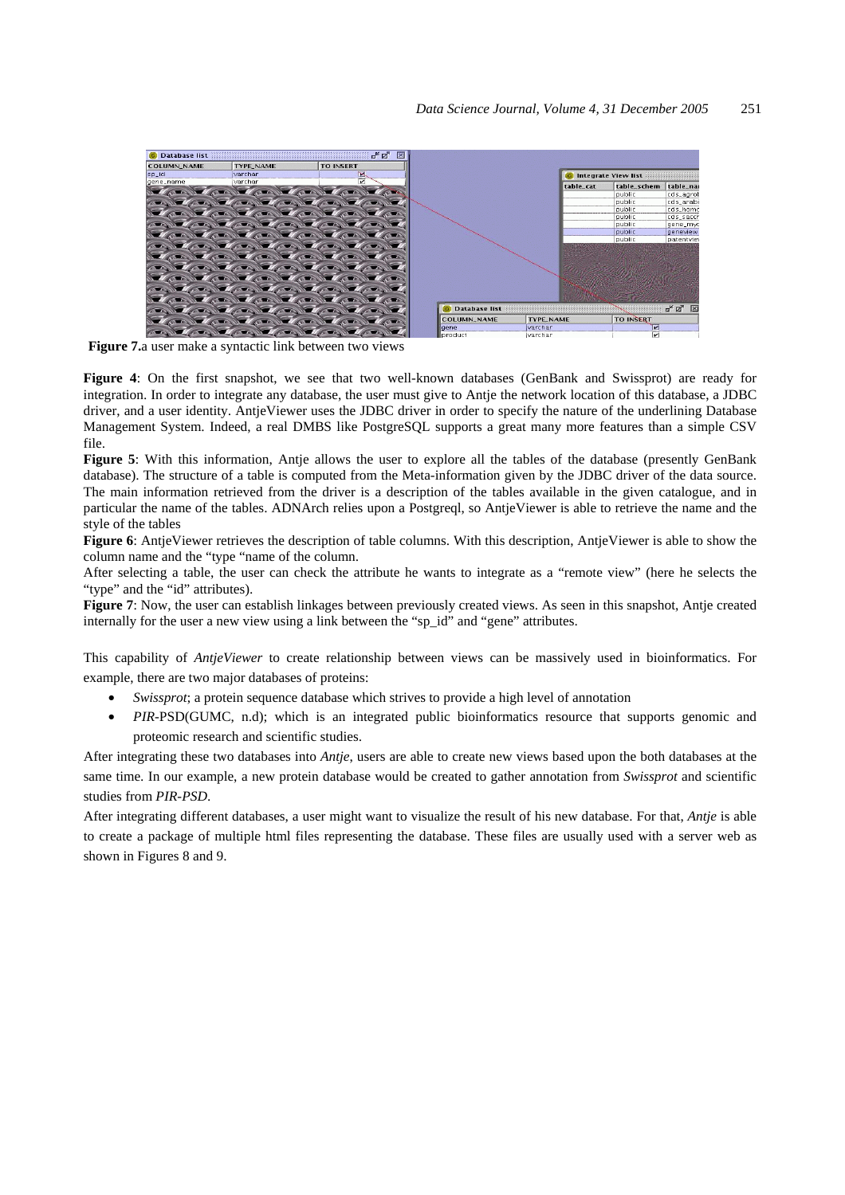**Figure 7.**a user make a syntactic link between two views

**Figure 4**: On the first snapshot, we see that two well-known databases (GenBank and Swissprot) are ready for integration. In order to integrate any database, the user must give to Antje the network location of this database, a JDBC driver, and a user identity. AntjeViewer uses the JDBC driver in order to specify the nature of the underlining Database Management System. Indeed, a real DMBS like PostgreSQL supports a great many more features than a simple CSV file.

**Figure 5**: With this information, Antje allows the user to explore all the tables of the database (presently GenBank database). The structure of a table is computed from the Meta-information given by the JDBC driver of the data source. The main information retrieved from the driver is a description of the tables available in the given catalogue, and in particular the name of the tables. ADNArch relies upon a Postgreql, so AntjeViewer is able to retrieve the name and the style of the tables

**Figure 6**: AntjeViewer retrieves the description of table columns. With this description, AntjeViewer is able to show the column name and the "type "name of the column.

After selecting a table, the user can check the attribute he wants to integrate as a "remote view" (here he selects the "type" and the "id" attributes).

**Figure 7**: Now, the user can establish linkages between previously created views. As seen in this snapshot, Antje created internally for the user a new view using a link between the "sp_id" and "gene" attributes.

This capability of *AntjeViewer* to create relationship between views can be massively used in bioinformatics. For example, there are two major databases of proteins:

- *Swissprot*; a protein sequence database which strives to provide a high level of annotation
- *PIR*-PSD(GUMC, n.d); which is an integrated public bioinformatics resource that supports genomic and proteomic research and scientific studies.

After integrating these two databases into *Antje*, users are able to create new views based upon the both databases at the same time. In our example, a new protein database would be created to gather annotation from *Swissprot* and scientific studies from *PIR-PSD*.

After integrating different databases, a user might want to visualize the result of his new database. For that, *Antje* is able to create a package of multiple html files representing the database. These files are usually used with a server web as shown in Figures 8 and 9.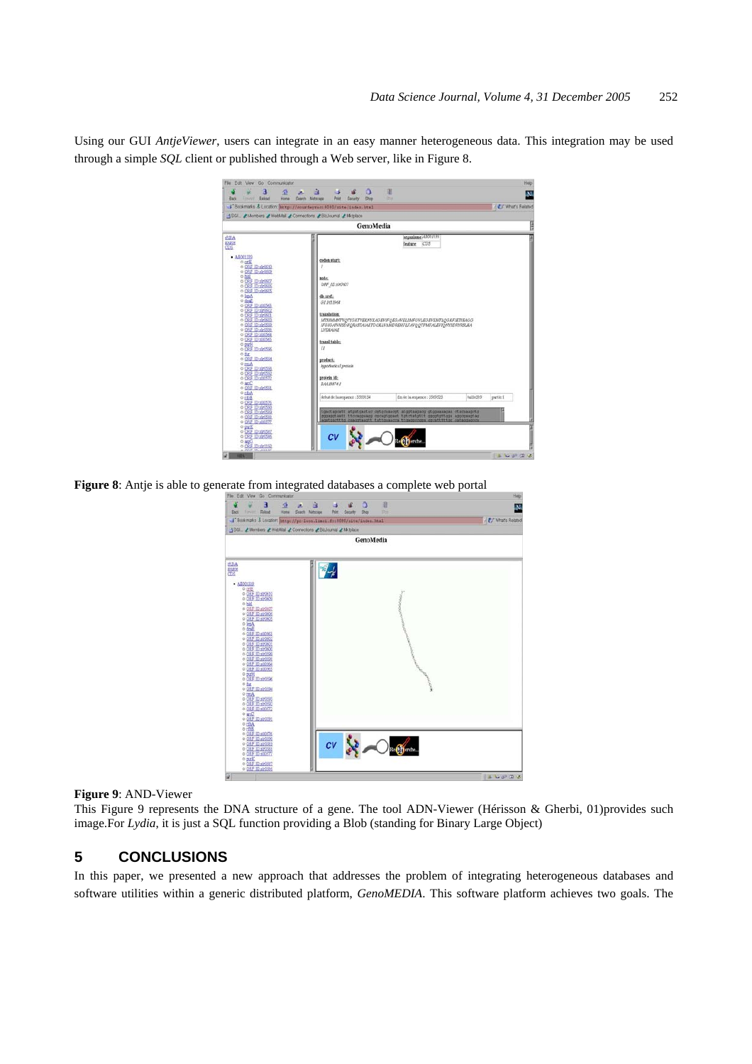Using our GUI *AntjeViewer*, users can integrate in an easy manner heterogeneous data. This integration may be used through a simple *SQL* client or published through a Web server, like in Figure 8.

**Figure 8**: Antje is able to generate from integrated databases a complete web portal

**Figure 9**: AND-Viewer

This Figure 9 represents the DNA structure of a gene. The tool ADN-Viewer (Hérisson & Gherbi, 01)provides such image.For *Lydia*, it is just a SQL function providing a Blob (standing for Binary Large Object)

## 5 CONCLUSIONS

In this paper, we presented a new approach that addresses the problem of integrating heterogeneous databases and software utilities within a generic distributed platform, *GenoMEDIA*. This software platform achieves two goals. The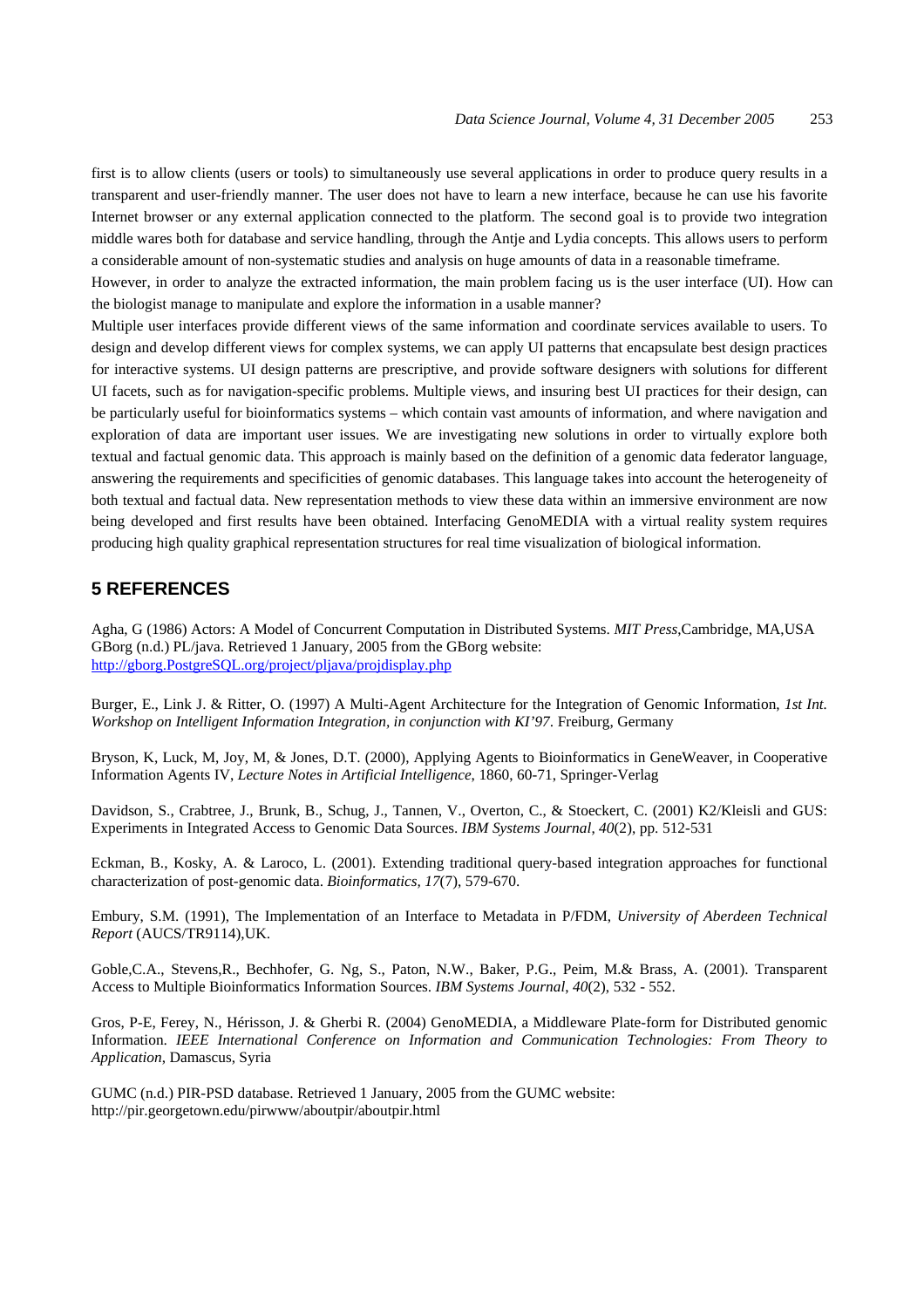first is to allow clients (users or tools) to simultaneously use several applications in order to produce query results in a transparent and user-friendly manner. The user does not have to learn a new interface, because he can use his favorite Internet browser or any external application connected to the platform. The second goal is to provide two integration middle wares both for database and service handling, through the Antje and Lydia concepts. This allows users to perform a considerable amount of non-systematic studies and analysis on huge amounts of data in a reasonable timeframe.

However, in order to analyze the extracted information, the main problem facing us is the user interface (UI). How can the biologist manage to manipulate and explore the information in a usable manner?

Multiple user interfaces provide different views of the same information and coordinate services available to users. To design and develop different views for complex systems, we can apply UI patterns that encapsulate best design practices for interactive systems. UI design patterns are prescriptive, and provide software designers with solutions for different UI facets, such as for navigation-specific problems. Multiple views, and insuring best UI practices for their design, can be particularly useful for bioinformatics systems – which contain vast amounts of information, and where navigation and exploration of data are important user issues. We are investigating new solutions in order to virtually explore both textual and factual genomic data. This approach is mainly based on the definition of a genomic data federator language, answering the requirements and specificities of genomic databases. This language takes into account the heterogeneity of both textual and factual data. New representation methods to view these data within an immersive environment are now being developed and first results have been obtained. Interfacing GenoMEDIA with a virtual reality system requires producing high quality graphical representation structures for real time visualization of biological information.

## 5 REFERENCES

Agha, G (1986) Actors: A Model of Concurrent Computation in Distributed Systems. *MIT Press*,Cambridge, MA,USA
GBorg (n.d.) PL/java. Retrieved 1 January, 2005 from the GBorg website:
http://gborg.PostgreSQL.org/project/pljava/projdisplay.php

Burger, E., Link J. & Ritter, O. (1997) A Multi-Agent Architecture for the Integration of Genomic Information, *1st Int. Workshop on Intelligent Information Integration, in conjunction with KI'97*. Freiburg, Germany

Bryson, K, Luck, M, Joy, M, & Jones, D.T. (2000), Applying Agents to Bioinformatics in GeneWeaver, in Cooperative Information Agents IV, *Lecture Notes in Artificial Intelligence*, 1860, 60-71, Springer-Verlag

Davidson, S., Crabtree, J., Brunk, B., Schug, J., Tannen, V., Overton, C., & Stoeckert, C. (2001) K2/Kleisli and GUS: Experiments in Integrated Access to Genomic Data Sources. *IBM Systems Journal*, *40*(2), pp. 512-531

Eckman, B., Kosky, A. & Laroco, L. (2001). Extending traditional query-based integration approaches for functional characterization of post-genomic data. *Bioinformatics, 17*(7), 579-670.

Embury, S.M. (1991), The Implementation of an Interface to Metadata in P/FDM, *University of Aberdeen Technical Report* (AUCS/TR9114),UK.

Goble,C.A., Stevens,R., Bechhofer, G. Ng, S., Paton, N.W., Baker, P.G., Peim, M.& Brass, A. (2001). Transparent Access to Multiple Bioinformatics Information Sources. *IBM Systems Journal*, *40*(2), 532 - 552.

Gros, P-E, Ferey, N., Hérisson, J. & Gherbi R. (2004) GenoMEDIA, a Middleware Plate-form for Distributed genomic Information. *IEEE International Conference on Information and Communication Technologies: From Theory to Application*, Damascus, Syria

GUMC (n.d.) PIR-PSD database. Retrieved 1 January, 2005 from the GUMC website:
http://pir.georgetown.edu/pirwww/aboutpir/aboutpir.html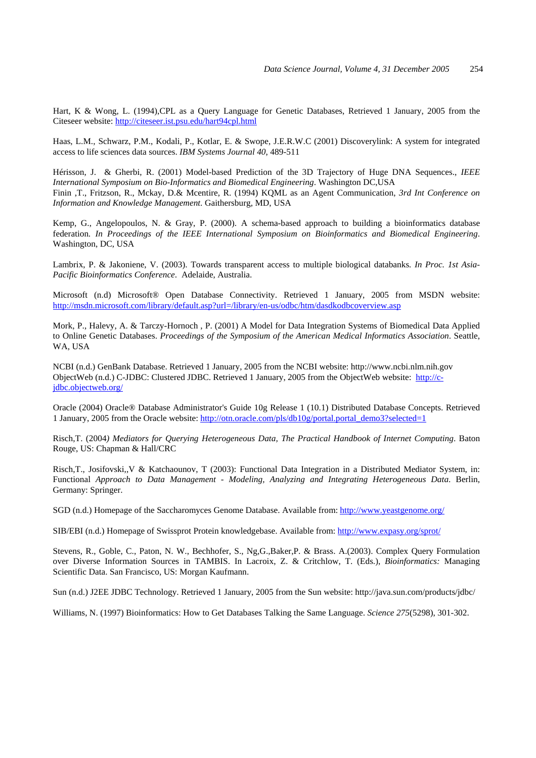Hart, K & Wong, L. (1994),CPL as a Query Language for Genetic Databases, Retrieved 1 January, 2005 from the Citeseer website: http://citeseer.ist.psu.edu/hart94cpl.html

Haas, L.M., Schwarz, P.M., Kodali, P., Kotlar, E. & Swope, J.E.R.W.C (2001) Discoverylink: A system for integrated access to life sciences data sources. *IBM Systems Journal 40*, 489-511

Hérisson, J. & Gherbi, R. (2001) Model-based Prediction of the 3D Trajectory of Huge DNA Sequences., *IEEE International Symposium on Bio-Informatics and Biomedical Engineering*. Washington DC,USA

Finin ,T., Fritzson, R., Mckay, D.& Mcentire, R. (1994) KQML as an Agent Communication, *3rd Int Conference on Information and Knowledge Management*. Gaithersburg, MD, USA

Kemp, G., Angelopoulos, N. & Gray, P. (2000). A schema-based approach to building a bioinformatics database federation. *In Proceedings of the IEEE International Symposium on Bioinformatics and Biomedical Engineering*. Washington, DC, USA

Lambrix, P. & Jakoniene, V. (2003). Towards transparent access to multiple biological databanks. *In Proc. 1st Asia-Pacific Bioinformatics Conference*. Adelaide, Australia.

Microsoft (n.d) Microsoft® Open Database Connectivity. Retrieved 1 January, 2005 from MSDN website: http://msdn.microsoft.com/library/default.asp?url=/library/en-us/odbc/htm/dasdkodbcoverview.asp

Mork, P., Halevy, A. & Tarczy-Hornoch , P. (2001) A Model for Data Integration Systems of Biomedical Data Applied to Online Genetic Databases. *Proceedings of the Symposium of the American Medical Informatics Association*. Seattle, WA, USA

NCBI (n.d.) GenBank Database. Retrieved 1 January, 2005 from the NCBI website: http://www.ncbi.nlm.nih.gov

ObjectWeb (n.d.) C-JDBC: Clustered JDBC. Retrieved 1 January, 2005 from the ObjectWeb website: http://c-jdbc.objectweb.org/

Oracle (2004) Oracle® Database Administrator's Guide 10g Release 1 (10.1) Distributed Database Concepts. Retrieved 1 January, 2005 from the Oracle website: http://otn.oracle.com/pls/db10g/portal.portal_demo3?selected=1

Risch,T. (2004*) Mediators for Querying Heterogeneous Data, The Practical Handbook of Internet Computing*. Baton Rouge, US: Chapman & Hall/CRC

Risch,T., Josifovski,,V & Katchaounov, T (2003): Functional Data Integration in a Distributed Mediator System, in: Functional *Approach to Data Management - Modeling, Analyzing and Integrating Heterogeneous Data*. Berlin, Germany: Springer.

SGD (n.d.) Homepage of the Saccharomyces Genome Database. Available from: http://www.yeastgenome.org/

SIB/EBI (n.d.) Homepage of Swissprot Protein knowledgebase. Available from: http://www.expasy.org/sprot/

Stevens, R., Goble, C., Paton, N. W., Bechhofer, S., Ng,G.,Baker,P. & Brass. A.(2003). Complex Query Formulation over Diverse Information Sources in TAMBIS. In Lacroix, Z. & Critchlow, T. (Eds.), *Bioinformatics:* Managing Scientific Data. San Francisco, US: Morgan Kaufmann.

Sun (n.d.) J2EE JDBC Technology. Retrieved 1 January, 2005 from the Sun website: http://java.sun.com/products/jdbc/

Williams, N. (1997) Bioinformatics: How to Get Databases Talking the Same Language. *Science 275*(5298), 301-302.